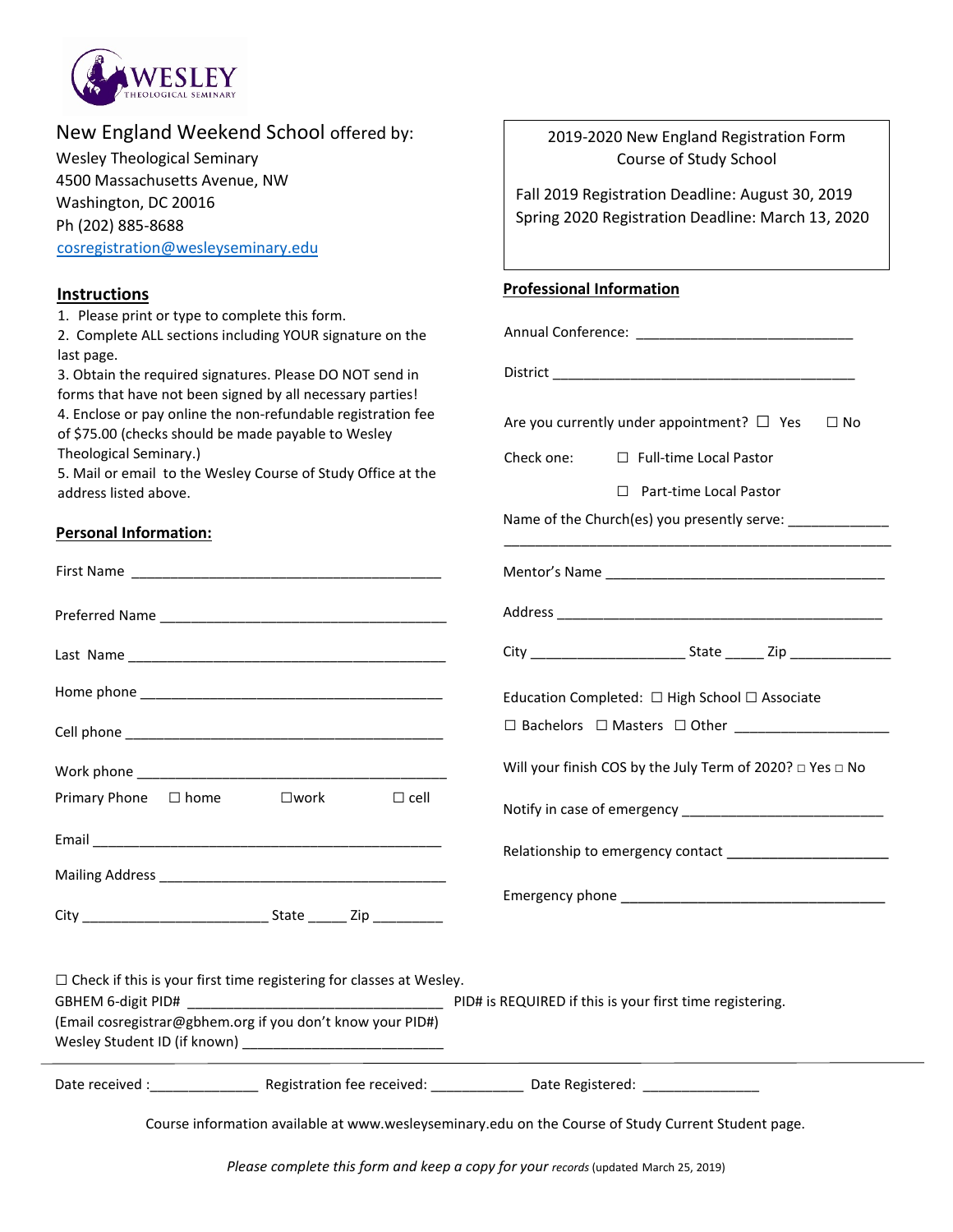New England Weekend School offered by:
Wesley Theological Seminary
4500 Massachusetts Avenue, NW
Washington, DC 20016
Ph (202) 885-8688
cosregistration@wesleyseminary.edu

2019-2020 New England Registration Form
Course of Study School

Fall 2019 Registration Deadline: August 30, 2019
Spring 2020 Registration Deadline: March 13, 2020

## Instructions

1. Please print or type to complete this form.
2. Complete ALL sections including YOUR signature on the last page.
3. Obtain the required signatures. Please DO NOT send in forms that have not been signed by all necessary parties!
4. Enclose or pay online the non-refundable registration fee of $75.00 (checks should be made payable to Wesley Theological Seminary.)
5. Mail or email to the Wesley Course of Study Office at the address listed above.

## Personal Information:

First Name ________________________________________

Preferred Name ________________________________________

Last Name ________________________________________

Home phone ________________________________________

Cell phone ________________________________________

Work phone ________________________________________

Primary Phone ☐ home ☐work ☐ cell

Email ________________________________________

Mailing Address ________________________________________

City ________________________ State _____ Zip _________

## Professional Information

Annual Conference: ____________________________

District ________________________________________

Are you currently under appointment? ☐ Yes ☐ No

Check one: ☐ Full-time Local Pastor

☐ Part-time Local Pastor

Name of the Church(es) you presently serve: ____________
________________________________________________

Mentor's Name ____________________________________

Address __________________________________________

City ____________________ State _____ Zip _____________

Education Completed: ☐ High School ☐ Associate

☐ Bachelors ☐ Masters ☐ Other ____________________

Will your finish COS by the July Term of 2020? ☐ Yes ☐ No

Notify in case of emergency __________________________

Relationship to emergency contact _____________________

Emergency phone __________________________________

☐ Check if this is your first time registering for classes at Wesley.
GBHEM 6-digit PID# ________________________________ PID# is REQUIRED if this is your first time registering.
(Email cosregistrar@gbhem.org if you don't know your PID#)
Wesley Student ID (if known) __________________________

---

Date received :______________ Registration fee received: ____________ Date Registered: _______________

Course information available at www.wesleyseminary.edu on the Course of Study Current Student page.

*Please complete this form and keep a copy for your records* (updated March 25, 2019)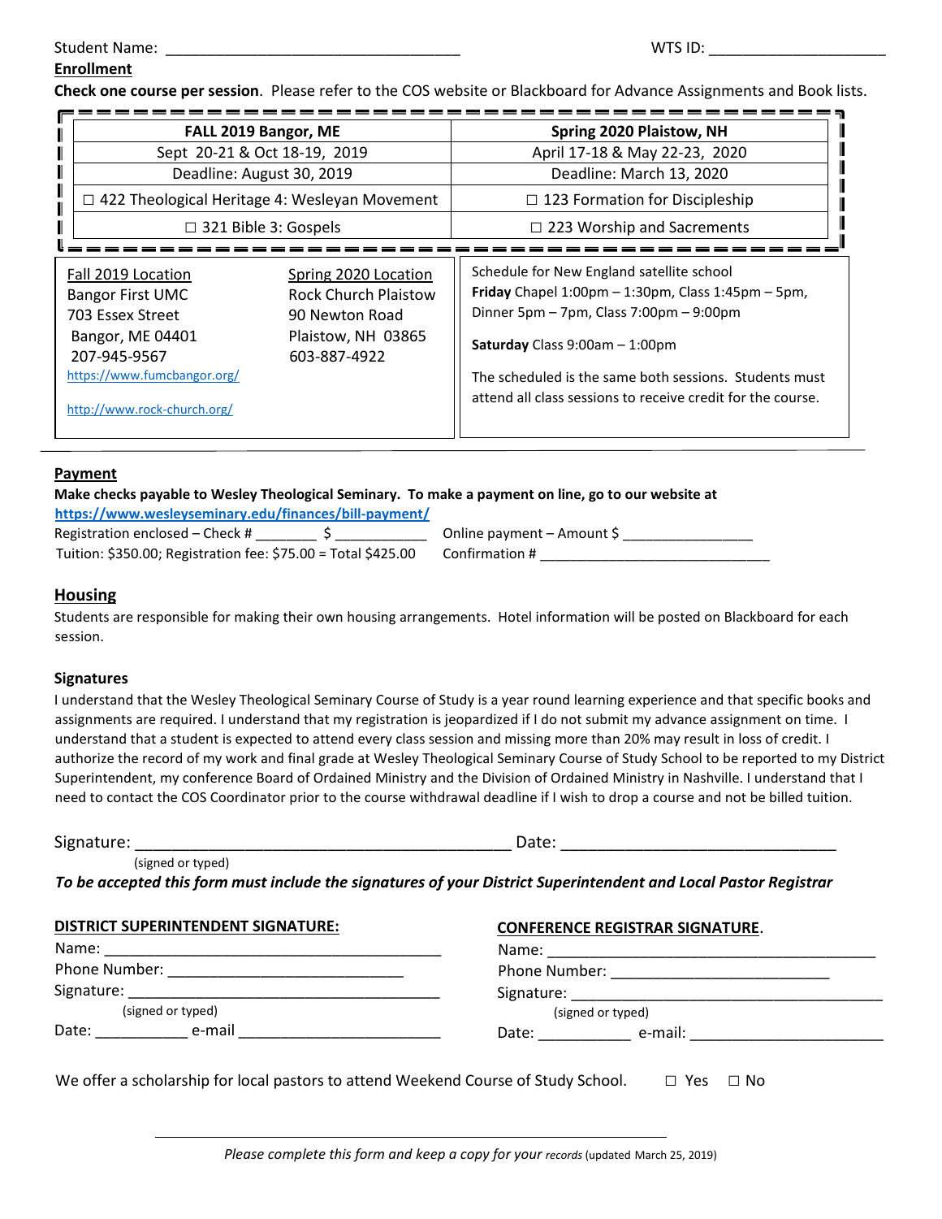Student Name: ________________________________ WTS ID: ____________________

**Enrollment**

**Check one course per session**. Please refer to the COS website or Blackboard for Advance Assignments and Book lists.

| FALL 2019 Bangor, ME | Spring 2020 Plaistow, NH |
|---|---|
| Sept 20-21 & Oct 18-19, 2019 | April 17-18 & May 22-23, 2020 |
| Deadline: August 30, 2019 | Deadline: March 13, 2020 |
| ☐ 422 Theological Heritage 4: Wesleyan Movement | ☐ 123 Formation for Discipleship |
| ☐ 321 Bible 3: Gospels | ☐ 223 Worship and Sacrements |

Fall 2019 Location
Bangor First UMC
703 Essex Street
Bangor, ME 04401
207-945-9567
https://www.fumcbangor.org/

Spring 2020 Location
Rock Church Plaistow
90 Newton Road
Plaistow, NH 03865
603-887-4922
http://www.rock-church.org/

Schedule for New England satellite school
**Friday** Chapel 1:00pm – 1:30pm, Class 1:45pm – 5pm, Dinner 5pm – 7pm, Class 7:00pm – 9:00pm

**Saturday** Class 9:00am – 1:00pm

The scheduled is the same both sessions. Students must attend all class sessions to receive credit for the course.

**Payment**

**Make checks payable to Wesley Theological Seminary. To make a payment on line, go to our website at https://www.wesleyseminary.edu/finances/bill-payment/**

Registration enclosed – Check # ________ $ ___________ Online payment – Amount $ ________________

Tuition: $350.00; Registration fee: $75.00 = Total $425.00 Confirmation # ____________________________

## Housing

Students are responsible for making their own housing arrangements. Hotel information will be posted on Blackboard for each session.

**Signatures**

I understand that the Wesley Theological Seminary Course of Study is a year round learning experience and that specific books and assignments are required. I understand that my registration is jeopardized if I do not submit my advance assignment on time. I understand that a student is expected to attend every class session and missing more than 20% may result in loss of credit. I authorize the record of my work and final grade at Wesley Theological Seminary Course of Study School to be reported to my District Superintendent, my conference Board of Ordained Ministry and the Division of Ordained Ministry in Nashville. I understand that I need to contact the COS Coordinator prior to the course withdrawal deadline if I wish to drop a course and not be billed tuition.

Signature: ________________________________________ Date: ______________________________
(signed or typed)

***To be accepted this form must include the signatures of your District Superintendent and Local Pastor Registrar***

**DISTRICT SUPERINTENDENT SIGNATURE:**

Name: ______________________________________
Phone Number: ____________________________
Signature: __________________________________
(signed or typed)
Date: ___________ e-mail ________________________

**CONFERENCE REGISTRAR SIGNATURE.**

Name: ______________________________________
Phone Number: __________________________
Signature: __________________________________
(signed or typed)
Date: ___________ e-mail: _______________________

We offer a scholarship for local pastors to attend Weekend Course of Study School. ☐ Yes ☐ No

*Please complete this form and keep a copy for your records* (updated March 25, 2019)